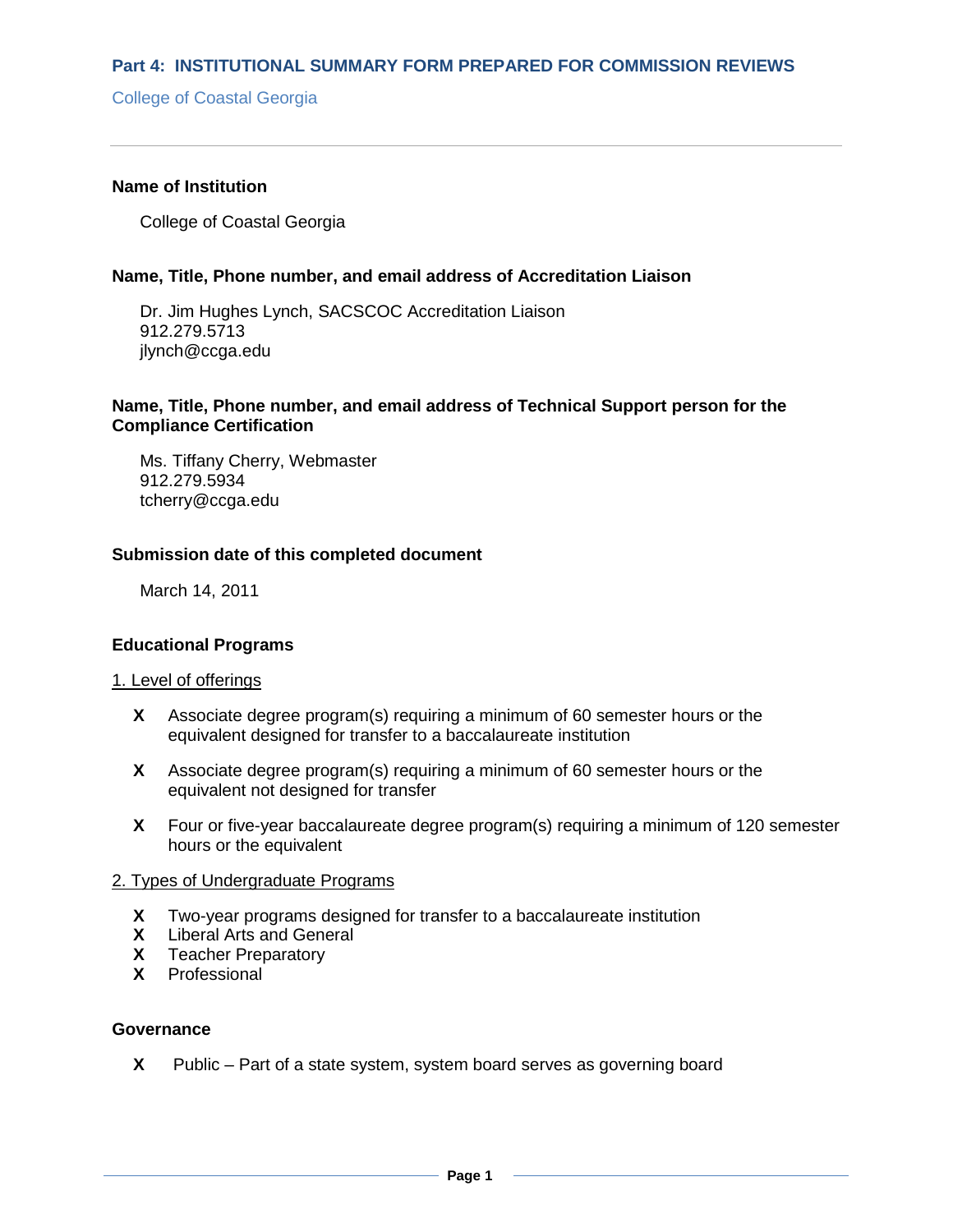## Part 4: INSTITUTIONAL SUMMARY FORM PREPARED FOR COMMISSION REVIEWS

College of Coastal Georgia

---

**Name of Institution**

College of Coastal Georgia

**Name, Title, Phone number, and email address of Accreditation Liaison**

Dr. Jim Hughes Lynch, SACSCOC Accreditation Liaison
912.279.5713
jlynch@ccga.edu

**Name, Title, Phone number, and email address of Technical Support person for the Compliance Certification**

Ms. Tiffany Cherry, Webmaster
912.279.5934
tcherry@ccga.edu

**Submission date of this completed document**

March 14, 2011

**Educational Programs**

1. Level of offerings

**X** Associate degree program(s) requiring a minimum of 60 semester hours or the equivalent designed for transfer to a baccalaureate institution

**X** Associate degree program(s) requiring a minimum of 60 semester hours or the equivalent not designed for transfer

**X** Four or five-year baccalaureate degree program(s) requiring a minimum of 120 semester hours or the equivalent

2. Types of Undergraduate Programs

**X** Two-year programs designed for transfer to a baccalaureate institution
**X** Liberal Arts and General
**X** Teacher Preparatory
**X** Professional

**Governance**

**X** Public – Part of a state system, system board serves as governing board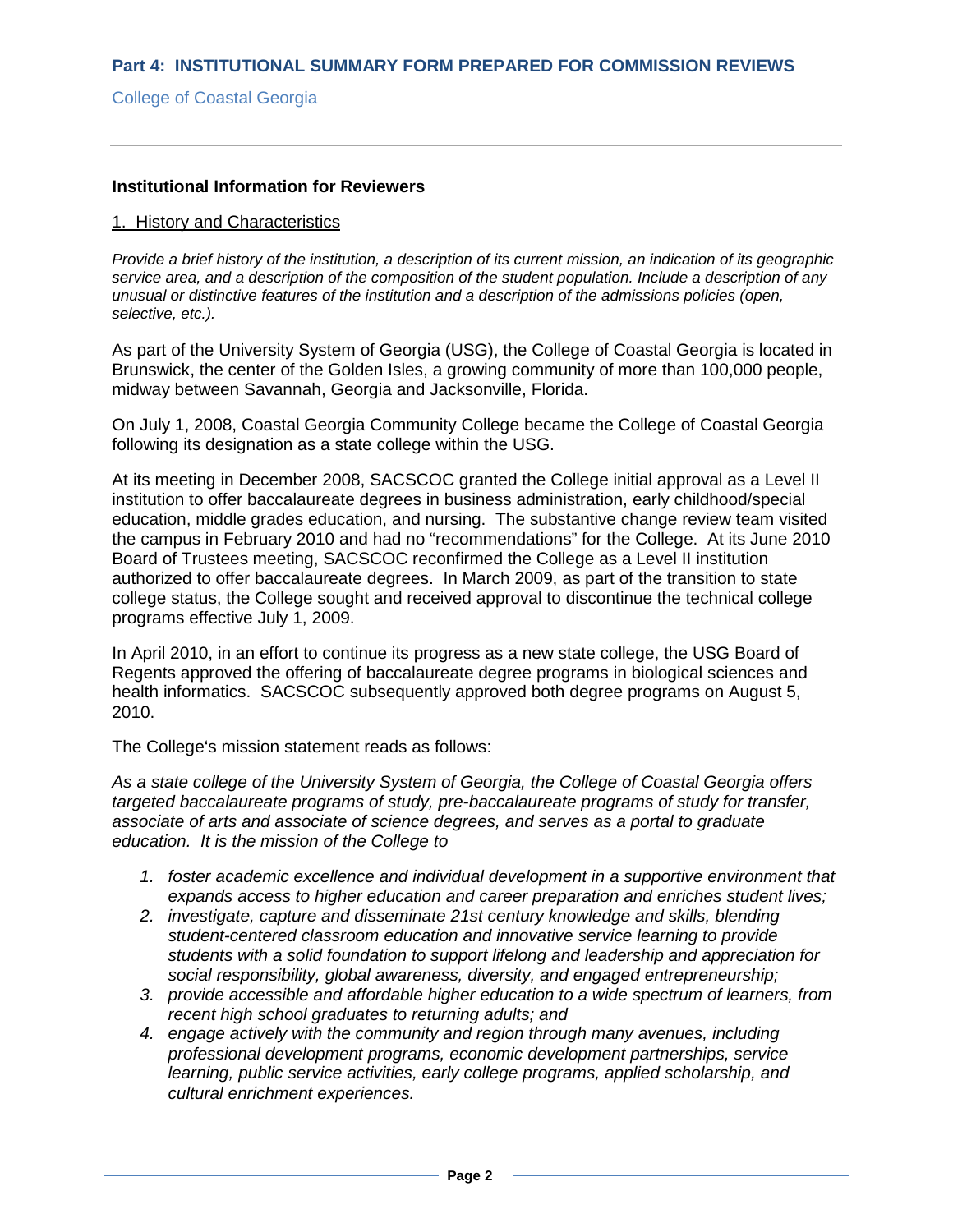## Part 4: INSTITUTIONAL SUMMARY FORM PREPARED FOR COMMISSION REVIEWS

College of Coastal Georgia

### Institutional Information for Reviewers

1. History and Characteristics

*Provide a brief history of the institution, a description of its current mission, an indication of its geographic service area, and a description of the composition of the student population. Include a description of any unusual or distinctive features of the institution and a description of the admissions policies (open, selective, etc.).*

As part of the University System of Georgia (USG), the College of Coastal Georgia is located in Brunswick, the center of the Golden Isles, a growing community of more than 100,000 people, midway between Savannah, Georgia and Jacksonville, Florida.

On July 1, 2008, Coastal Georgia Community College became the College of Coastal Georgia following its designation as a state college within the USG.

At its meeting in December 2008, SACSCOC granted the College initial approval as a Level II institution to offer baccalaureate degrees in business administration, early childhood/special education, middle grades education, and nursing. The substantive change review team visited the campus in February 2010 and had no "recommendations" for the College. At its June 2010 Board of Trustees meeting, SACSCOC reconfirmed the College as a Level II institution authorized to offer baccalaureate degrees. In March 2009, as part of the transition to state college status, the College sought and received approval to discontinue the technical college programs effective July 1, 2009.

In April 2010, in an effort to continue its progress as a new state college, the USG Board of Regents approved the offering of baccalaureate degree programs in biological sciences and health informatics. SACSCOC subsequently approved both degree programs on August 5, 2010.

The College's mission statement reads as follows:

*As a state college of the University System of Georgia, the College of Coastal Georgia offers targeted baccalaureate programs of study, pre-baccalaureate programs of study for transfer, associate of arts and associate of science degrees, and serves as a portal to graduate education. It is the mission of the College to*

1. *foster academic excellence and individual development in a supportive environment that expands access to higher education and career preparation and enriches student lives;*
2. *investigate, capture and disseminate 21st century knowledge and skills, blending student-centered classroom education and innovative service learning to provide students with a solid foundation to support lifelong and leadership and appreciation for social responsibility, global awareness, diversity, and engaged entrepreneurship;*
3. *provide accessible and affordable higher education to a wide spectrum of learners, from recent high school graduates to returning adults; and*
4. *engage actively with the community and region through many avenues, including professional development programs, economic development partnerships, service learning, public service activities, early college programs, applied scholarship, and cultural enrichment experiences.*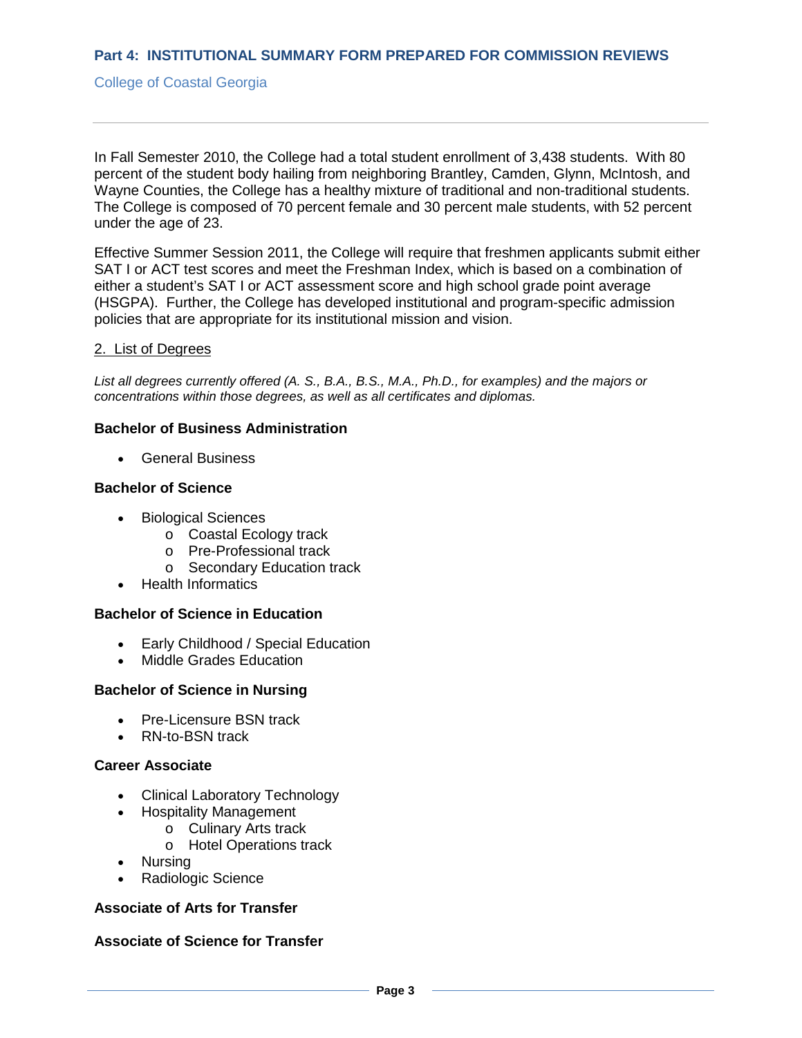In Fall Semester 2010, the College had a total student enrollment of 3,438 students. With 80 percent of the student body hailing from neighboring Brantley, Camden, Glynn, McIntosh, and Wayne Counties, the College has a healthy mixture of traditional and non-traditional students. The College is composed of 70 percent female and 30 percent male students, with 52 percent under the age of 23.

Effective Summer Session 2011, the College will require that freshmen applicants submit either SAT I or ACT test scores and meet the Freshman Index, which is based on a combination of either a student's SAT I or ACT assessment score and high school grade point average (HSGPA). Further, the College has developed institutional and program-specific admission policies that are appropriate for its institutional mission and vision.

## 2. List of Degrees

*List all degrees currently offered (A. S., B.A., B.S., M.A., Ph.D., for examples) and the majors or concentrations within those degrees, as well as all certificates and diplomas.*

### Bachelor of Business Administration

- General Business

### Bachelor of Science

- Biological Sciences
  - Coastal Ecology track
  - Pre-Professional track
  - Secondary Education track
- Health Informatics

### Bachelor of Science in Education

- Early Childhood / Special Education
- Middle Grades Education

### Bachelor of Science in Nursing

- Pre-Licensure BSN track
- RN-to-BSN track

### Career Associate

- Clinical Laboratory Technology
- Hospitality Management
  - Culinary Arts track
  - Hotel Operations track
- Nursing
- Radiologic Science

### Associate of Arts for Transfer

### Associate of Science for Transfer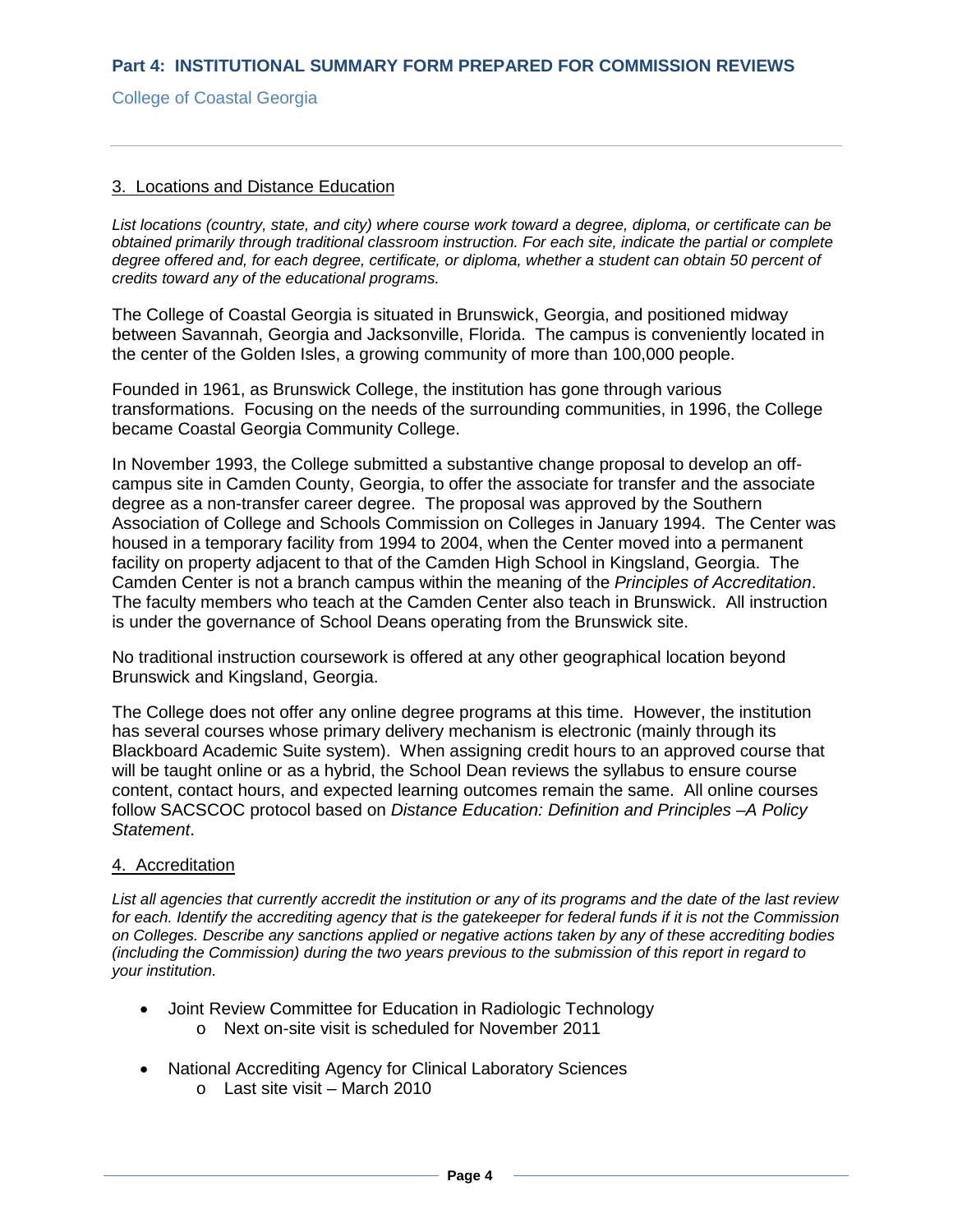## 3. Locations and Distance Education

*List locations (country, state, and city) where course work toward a degree, diploma, or certificate can be obtained primarily through traditional classroom instruction. For each site, indicate the partial or complete degree offered and, for each degree, certificate, or diploma, whether a student can obtain 50 percent of credits toward any of the educational programs.*

The College of Coastal Georgia is situated in Brunswick, Georgia, and positioned midway between Savannah, Georgia and Jacksonville, Florida. The campus is conveniently located in the center of the Golden Isles, a growing community of more than 100,000 people.

Founded in 1961, as Brunswick College, the institution has gone through various transformations. Focusing on the needs of the surrounding communities, in 1996, the College became Coastal Georgia Community College.

In November 1993, the College submitted a substantive change proposal to develop an off-campus site in Camden County, Georgia, to offer the associate for transfer and the associate degree as a non-transfer career degree. The proposal was approved by the Southern Association of College and Schools Commission on Colleges in January 1994. The Center was housed in a temporary facility from 1994 to 2004, when the Center moved into a permanent facility on property adjacent to that of the Camden High School in Kingsland, Georgia. The Camden Center is not a branch campus within the meaning of the *Principles of Accreditation*. The faculty members who teach at the Camden Center also teach in Brunswick. All instruction is under the governance of School Deans operating from the Brunswick site.

No traditional instruction coursework is offered at any other geographical location beyond Brunswick and Kingsland, Georgia.

The College does not offer any online degree programs at this time. However, the institution has several courses whose primary delivery mechanism is electronic (mainly through its Blackboard Academic Suite system). When assigning credit hours to an approved course that will be taught online or as a hybrid, the School Dean reviews the syllabus to ensure course content, contact hours, and expected learning outcomes remain the same. All online courses follow SACSCOC protocol based on *Distance Education: Definition and Principles –A Policy Statement*.

## 4. Accreditation

*List all agencies that currently accredit the institution or any of its programs and the date of the last review for each. Identify the accrediting agency that is the gatekeeper for federal funds if it is not the Commission on Colleges. Describe any sanctions applied or negative actions taken by any of these accrediting bodies (including the Commission) during the two years previous to the submission of this report in regard to your institution.*

- Joint Review Committee for Education in Radiologic Technology
  - Next on-site visit is scheduled for November 2011
- National Accrediting Agency for Clinical Laboratory Sciences
  - Last site visit – March 2010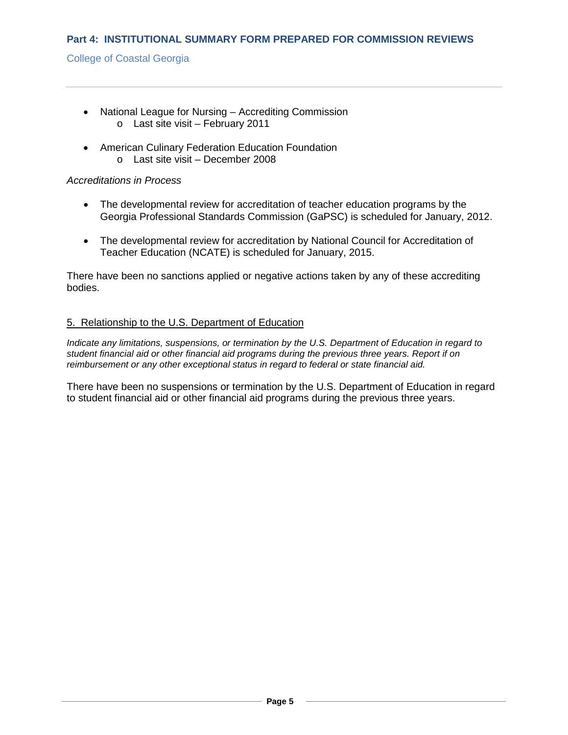- National League for Nursing – Accrediting Commission
    - Last site visit – February 2011

- American Culinary Federation Education Foundation
    - Last site visit – December 2008

*Accreditations in Process*

- The developmental review for accreditation of teacher education programs by the Georgia Professional Standards Commission (GaPSC) is scheduled for January, 2012.

- The developmental review for accreditation by National Council for Accreditation of Teacher Education (NCATE) is scheduled for January, 2015.

There have been no sanctions applied or negative actions taken by any of these accrediting bodies.

## 5. Relationship to the U.S. Department of Education

*Indicate any limitations, suspensions, or termination by the U.S. Department of Education in regard to student financial aid or other financial aid programs during the previous three years. Report if on reimbursement or any other exceptional status in regard to federal or state financial aid.*

There have been no suspensions or termination by the U.S. Department of Education in regard to student financial aid or other financial aid programs during the previous three years.